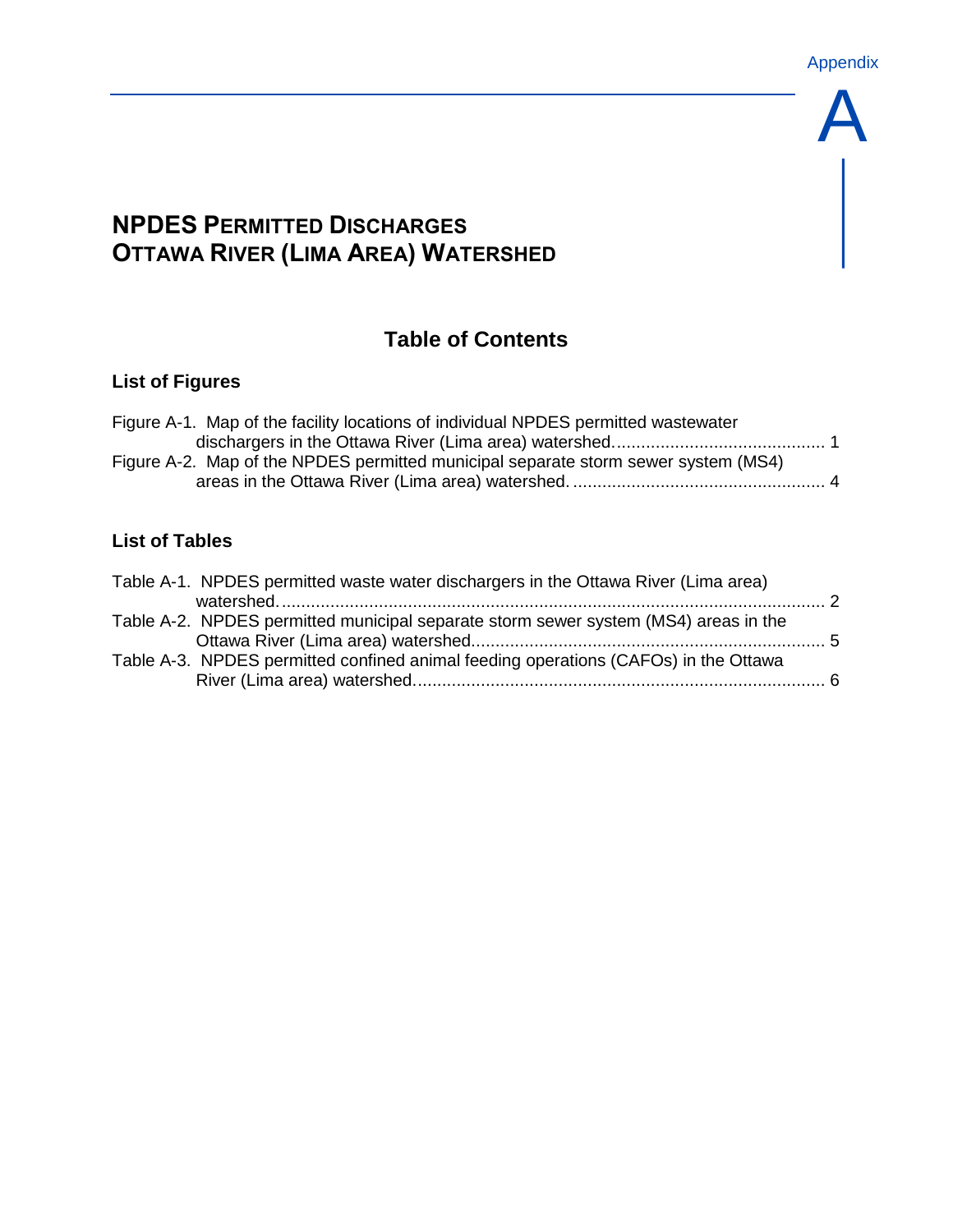Appendix

# A

# NPDES PERMITTED DISCHARGES
# OTTAWA RIVER (LIMA AREA) WATERSHED

## Table of Contents

### List of Figures

Figure A-1. Map of the facility locations of individual NPDES permitted wastewater dischargers in the Ottawa River (Lima area) watershed. ........................................... 1

Figure A-2. Map of the NPDES permitted municipal separate storm sewer system (MS4) areas in the Ottawa River (Lima area) watershed. ................................................... 4

### List of Tables

Table A-1. NPDES permitted waste water dischargers in the Ottawa River (Lima area) watershed. ................................................................................................................ 2

Table A-2. NPDES permitted municipal separate storm sewer system (MS4) areas in the Ottawa River (Lima area) watershed........................................................................ 5

Table A-3. NPDES permitted confined animal feeding operations (CAFOs) in the Ottawa River (Lima area) watershed.................................................................................... 6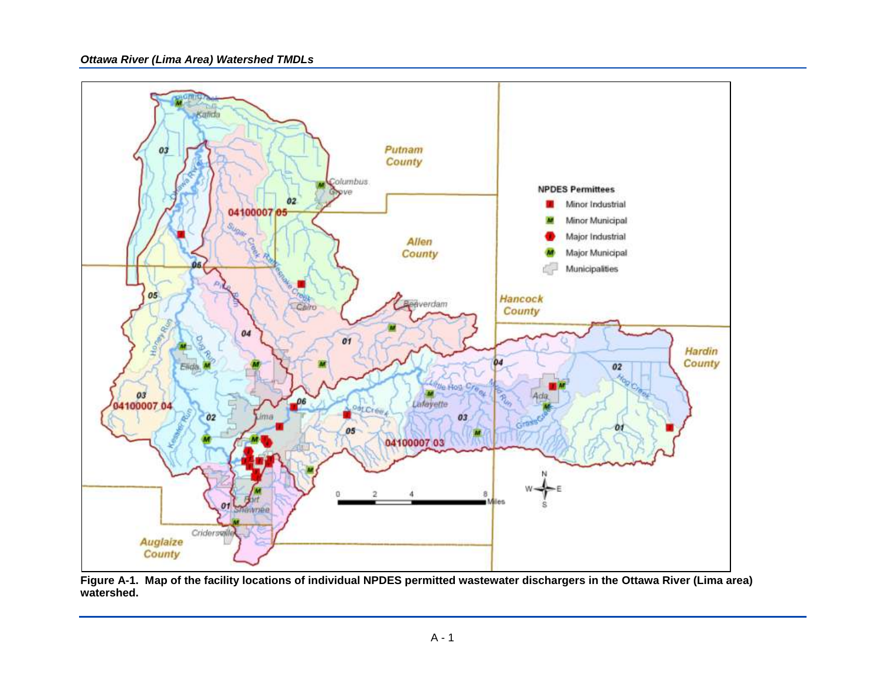Figure A-1. Map of the facility locations of individual NPDES permitted wastewater dischargers in the Ottawa River (Lima area) watershed.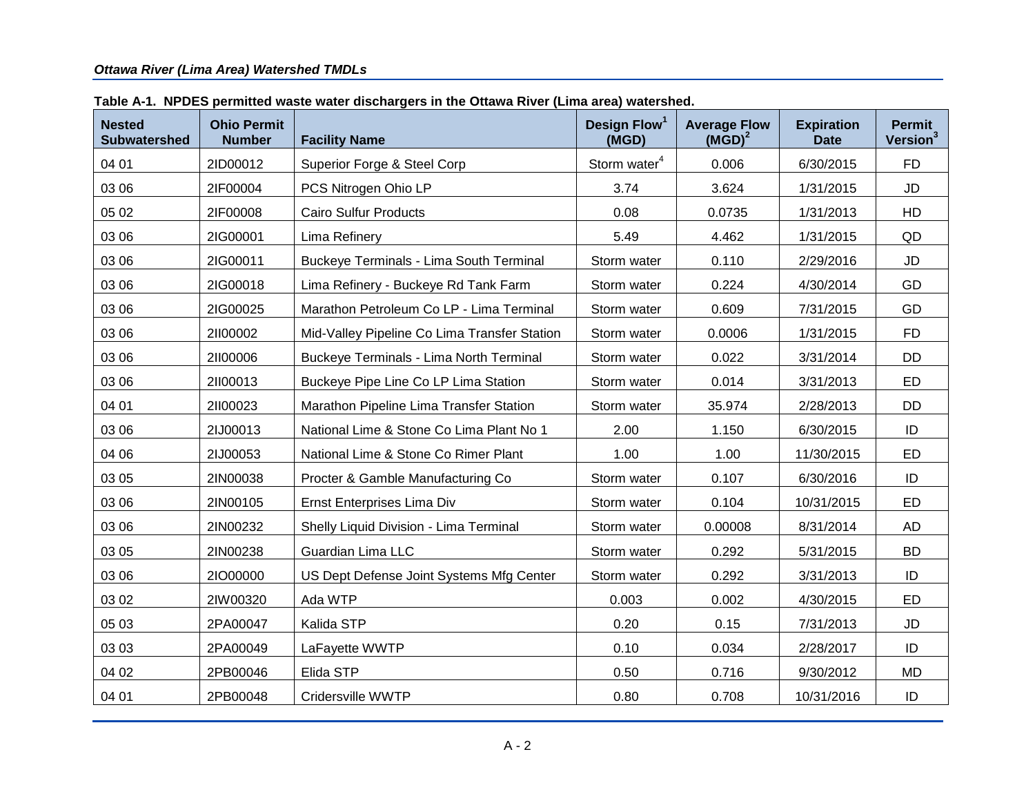**Table A-1. NPDES permitted waste water dischargers in the Ottawa River (Lima area) watershed.**

| Nested Subwatershed | Ohio Permit Number | Facility Name | Design Flow[1] (MGD) | Average Flow (MGD)[2] | Expiration Date | Permit Version[3] |
|---|---|---|---|---|---|---|
| 04 01 | 2ID00012 | Superior Forge & Steel Corp | Storm water[4] | 0.006 | 6/30/2015 | FD |
| 03 06 | 2IF00004 | PCS Nitrogen Ohio LP | 3.74 | 3.624 | 1/31/2015 | JD |
| 05 02 | 2IF00008 | Cairo Sulfur Products | 0.08 | 0.0735 | 1/31/2013 | HD |
| 03 06 | 2IG00001 | Lima Refinery | 5.49 | 4.462 | 1/31/2015 | QD |
| 03 06 | 2IG00011 | Buckeye Terminals - Lima South Terminal | Storm water | 0.110 | 2/29/2016 | JD |
| 03 06 | 2IG00018 | Lima Refinery - Buckeye Rd Tank Farm | Storm water | 0.224 | 4/30/2014 | GD |
| 03 06 | 2IG00025 | Marathon Petroleum Co LP - Lima Terminal | Storm water | 0.609 | 7/31/2015 | GD |
| 03 06 | 2II00002 | Mid-Valley Pipeline Co Lima Transfer Station | Storm water | 0.0006 | 1/31/2015 | FD |
| 03 06 | 2II00006 | Buckeye Terminals - Lima North Terminal | Storm water | 0.022 | 3/31/2014 | DD |
| 03 06 | 2II00013 | Buckeye Pipe Line Co LP Lima Station | Storm water | 0.014 | 3/31/2013 | ED |
| 04 01 | 2II00023 | Marathon Pipeline Lima Transfer Station | Storm water | 35.974 | 2/28/2013 | DD |
| 03 06 | 2IJ00013 | National Lime & Stone Co Lima Plant No 1 | 2.00 | 1.150 | 6/30/2015 | ID |
| 04 06 | 2IJ00053 | National Lime & Stone Co Rimer Plant | 1.00 | 1.00 | 11/30/2015 | ED |
| 03 05 | 2IN00038 | Procter & Gamble Manufacturing Co | Storm water | 0.107 | 6/30/2016 | ID |
| 03 06 | 2IN00105 | Ernst Enterprises Lima Div | Storm water | 0.104 | 10/31/2015 | ED |
| 03 06 | 2IN00232 | Shelly Liquid Division - Lima Terminal | Storm water | 0.00008 | 8/31/2014 | AD |
| 03 05 | 2IN00238 | Guardian Lima LLC | Storm water | 0.292 | 5/31/2015 | BD |
| 03 06 | 2IO00000 | US Dept Defense Joint Systems Mfg Center | Storm water | 0.292 | 3/31/2013 | ID |
| 03 02 | 2IW00320 | Ada WTP | 0.003 | 0.002 | 4/30/2015 | ED |
| 05 03 | 2PA00047 | Kalida STP | 0.20 | 0.15 | 7/31/2013 | JD |
| 03 03 | 2PA00049 | LaFayette WWTP | 0.10 | 0.034 | 2/28/2017 | ID |
| 04 02 | 2PB00046 | Elida STP | 0.50 | 0.716 | 9/30/2012 | MD |
| 04 01 | 2PB00048 | Cridersville WWTP | 0.80 | 0.708 | 10/31/2016 | ID |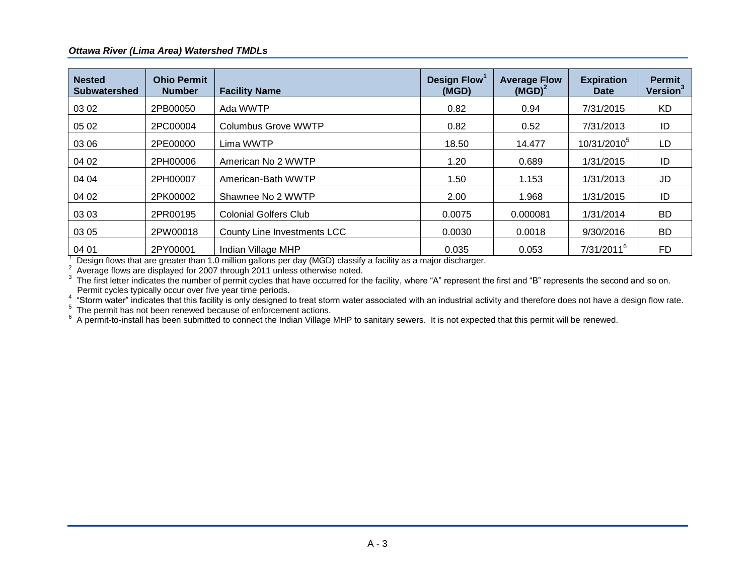| Nested Subwatershed | Ohio Permit Number | Facility Name | Design Flow[1] (MGD) | Average Flow (MGD)[2] | Expiration Date | Permit Version[3] |
|---|---|---|---|---|---|---|
| 03 02 | 2PB00050 | Ada WWTP | 0.82 | 0.94 | 7/31/2015 | KD |
| 05 02 | 2PC00004 | Columbus Grove WWTP | 0.82 | 0.52 | 7/31/2013 | ID |
| 03 06 | 2PE00000 | Lima WWTP | 18.50 | 14.477 | 10/31/2010[5] | LD |
| 04 02 | 2PH00006 | American No 2 WWTP | 1.20 | 0.689 | 1/31/2015 | ID |
| 04 04 | 2PH00007 | American-Bath WWTP | 1.50 | 1.153 | 1/31/2013 | JD |
| 04 02 | 2PK00002 | Shawnee No 2 WWTP | 2.00 | 1.968 | 1/31/2015 | ID |
| 03 03 | 2PR00195 | Colonial Golfers Club | 0.0075 | 0.000081 | 1/31/2014 | BD |
| 03 05 | 2PW00018 | County Line Investments LCC | 0.0030 | 0.0018 | 9/30/2016 | BD |
| 04 01 | 2PY00001 | Indian Village MHP | 0.035 | 0.053 | 7/31/2011[6] | FD |

[1] Design flows that are greater than 1.0 million gallons per day (MGD) classify a facility as a major discharger.
[2] Average flows are displayed for 2007 through 2011 unless otherwise noted.
[3] The first letter indicates the number of permit cycles that have occurred for the facility, where "A" represent the first and "B" represents the second and so on. Permit cycles typically occur over five year time periods.
[4] "Storm water" indicates that this facility is only designed to treat storm water associated with an industrial activity and therefore does not have a design flow rate.
[5] The permit has not been renewed because of enforcement actions.
[6] A permit-to-install has been submitted to connect the Indian Village MHP to sanitary sewers. It is not expected that this permit will be renewed.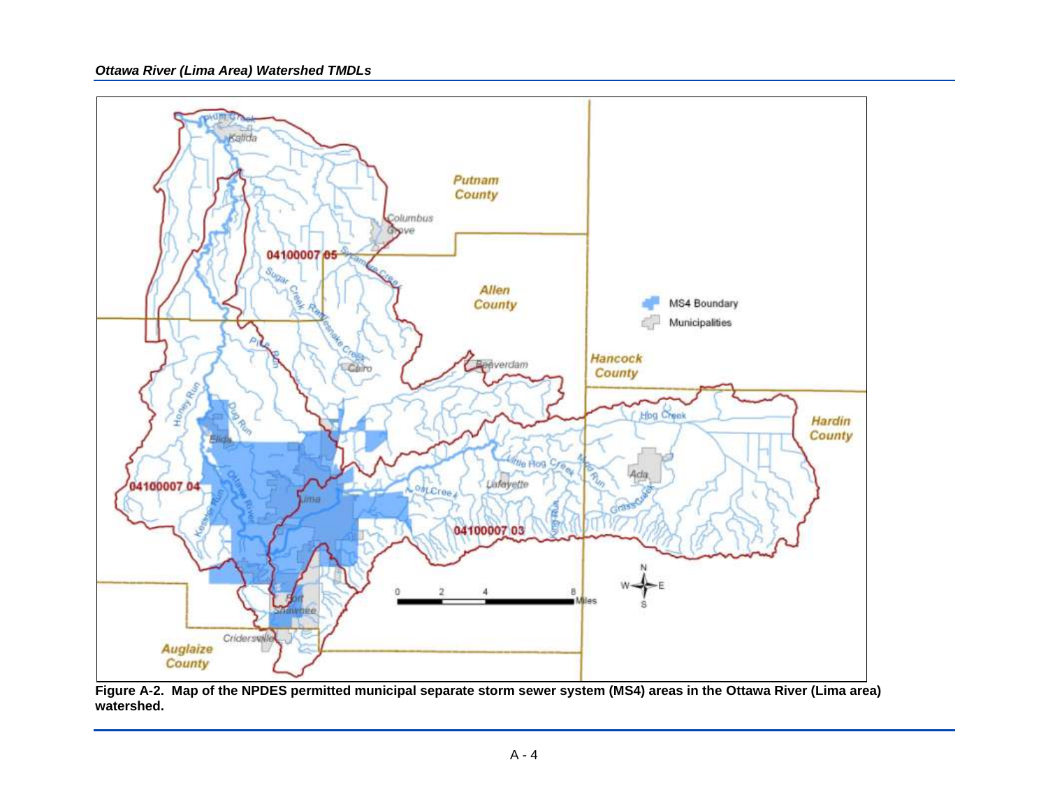**Figure A-2. Map of the NPDES permitted municipal separate storm sewer system (MS4) areas in the Ottawa River (Lima area) watershed.**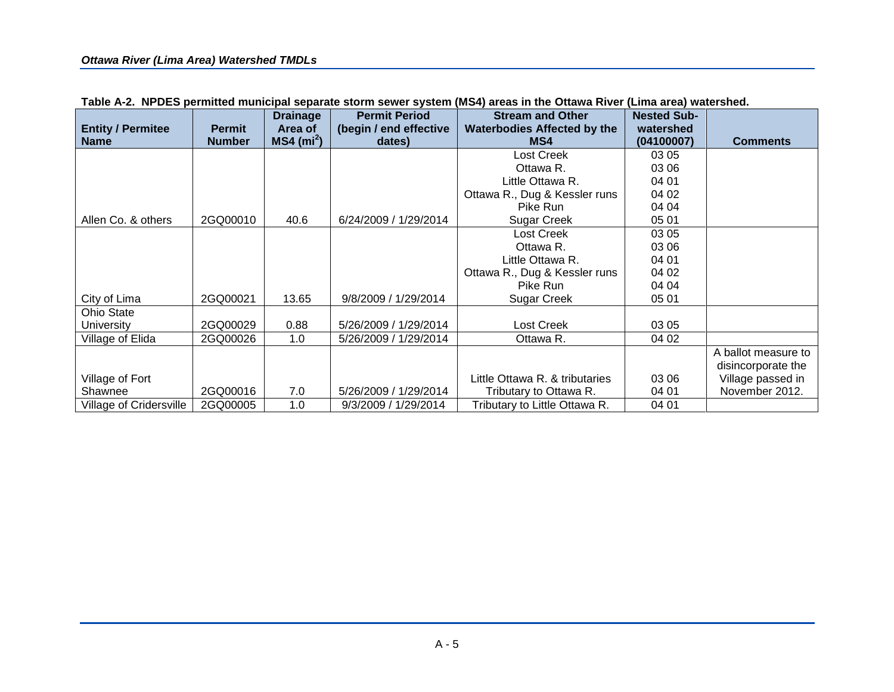**Table A-2. NPDES permitted municipal separate storm sewer system (MS4) areas in the Ottawa River (Lima area) watershed.**

| Entity / Permitee Name | Permit Number | Drainage Area of MS4 ($mi^2$) | Permit Period (begin / end effective dates) | Stream and Other Waterbodies Affected by the MS4 | Nested Sub-watershed (04100007) | Comments |
|---|---|---|---|---|---|---|
| Allen Co. & others | 2GQ00010 | 40.6 | 6/24/2009 / 1/29/2014 | Lost Creek<br>Ottawa R.<br>Little Ottawa R.<br>Ottawa R., Dug & Kessler runs<br>Pike Run<br>Sugar Creek | 03 05<br>03 06<br>04 01<br>04 02<br>04 04<br>05 01 | |
| City of Lima | 2GQ00021 | 13.65 | 9/8/2009 / 1/29/2014 | Lost Creek<br>Ottawa R.<br>Little Ottawa R.<br>Ottawa R., Dug & Kessler runs<br>Pike Run<br>Sugar Creek | 03 05<br>03 06<br>04 01<br>04 02<br>04 04<br>05 01 | |
| Ohio State University | 2GQ00029 | 0.88 | 5/26/2009 / 1/29/2014 | Lost Creek | 03 05 | |
| Village of Elida | 2GQ00026 | 1.0 | 5/26/2009 / 1/29/2014 | Ottawa R. | 04 02 | |
| Village of Fort Shawnee | 2GQ00016 | 7.0 | 5/26/2009 / 1/29/2014 | Little Ottawa R. & tributaries<br>Tributary to Ottawa R. | 03 06<br>04 01 | A ballot measure to disincorporate the Village passed in November 2012. |
| Village of Cridersville | 2GQ00005 | 1.0 | 9/3/2009 / 1/29/2014 | Tributary to Little Ottawa R. | 04 01 | |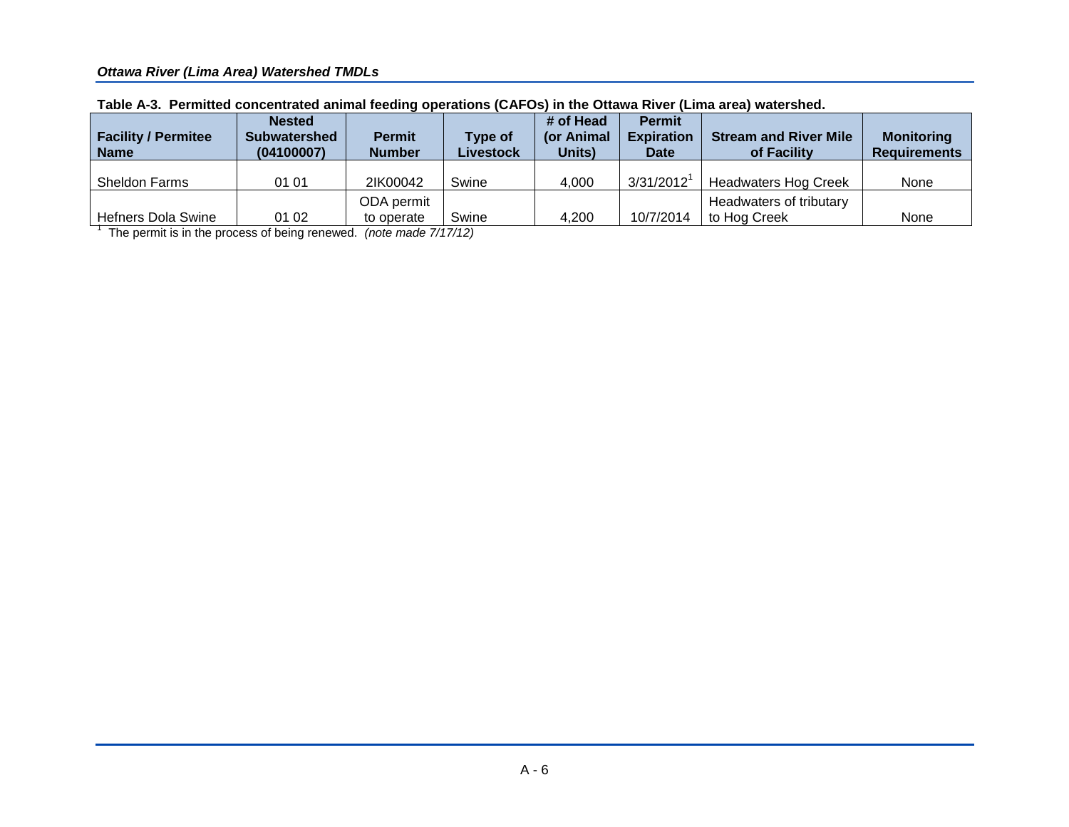**Table A-3. Permitted concentrated animal feeding operations (CAFOs) in the Ottawa River (Lima area) watershed.**

| Facility / Permitee Name | Nested Subwatershed (04100007) | Permit Number | Type of Livestock | # of Head (or Animal Units) | Permit Expiration Date | Stream and River Mile of Facility | Monitoring Requirements |
|---|---|---|---|---|---|---|---|
| Sheldon Farms | 01 01 | 2IK00042 | Swine | 4,000 | 3/31/2012[1] | Headwaters Hog Creek | None |
| Hefners Dola Swine | 01 02 | ODA permit to operate | Swine | 4,200 | 10/7/2014 | Headwaters of tributary to Hog Creek | None |

[1] The permit is in the process of being renewed. *(note made 7/17/12)*